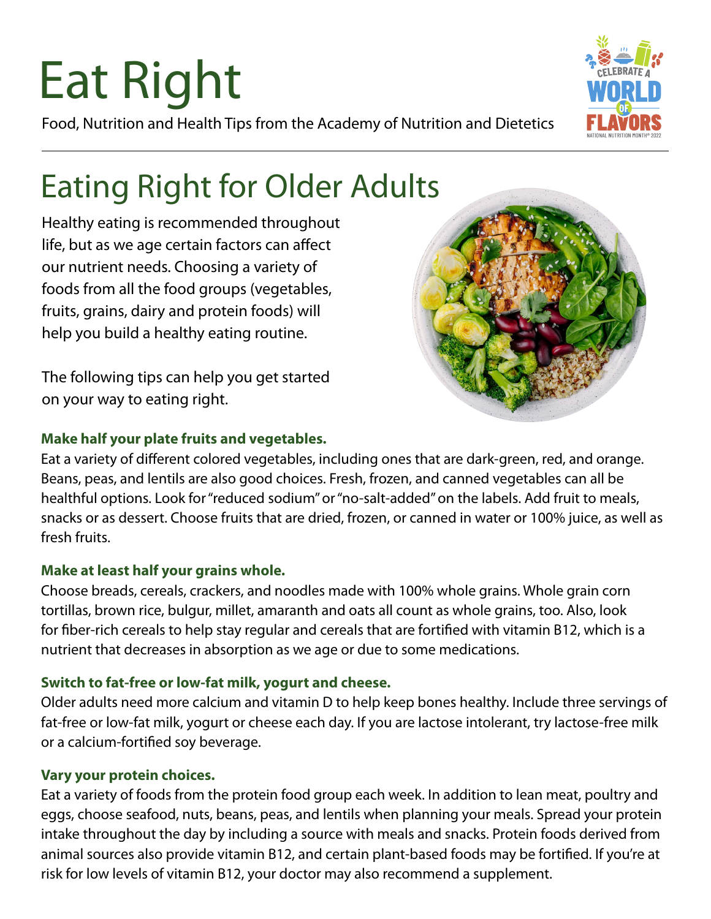# Eat Right

Food, Nutrition and Health Tips from the Academy of Nutrition and Dietetics

## Eating Right for Older Adults

Healthy eating is recommended throughout life, but as we age certain factors can affect our nutrient needs. Choosing a variety of foods from all the food groups (vegetables, fruits, grains, dairy and protein foods) will help you build a healthy eating routine.

The following tips can help you get started on your way to eating right.

**Make half your plate fruits and vegetables.**

Eat a variety of different colored vegetables, including ones that are dark-green, red, and orange. Beans, peas, and lentils are also good choices. Fresh, frozen, and canned vegetables can all be healthful options. Look for "reduced sodium" or "no-salt-added" on the labels. Add fruit to meals, snacks or as dessert. Choose fruits that are dried, frozen, or canned in water or 100% juice, as well as fresh fruits.

**Make at least half your grains whole.**

Choose breads, cereals, crackers, and noodles made with 100% whole grains. Whole grain corn tortillas, brown rice, bulgur, millet, amaranth and oats all count as whole grains, too. Also, look for fiber-rich cereals to help stay regular and cereals that are fortified with vitamin B12, which is a nutrient that decreases in absorption as we age or due to some medications.

**Switch to fat-free or low-fat milk, yogurt and cheese.**

Older adults need more calcium and vitamin D to help keep bones healthy. Include three servings of fat-free or low-fat milk, yogurt or cheese each day. If you are lactose intolerant, try lactose-free milk or a calcium-fortified soy beverage.

**Vary your protein choices.**

Eat a variety of foods from the protein food group each week. In addition to lean meat, poultry and eggs, choose seafood, nuts, beans, peas, and lentils when planning your meals. Spread your protein intake throughout the day by including a source with meals and snacks. Protein foods derived from animal sources also provide vitamin B12, and certain plant-based foods may be fortified. If you're at risk for low levels of vitamin B12, your doctor may also recommend a supplement.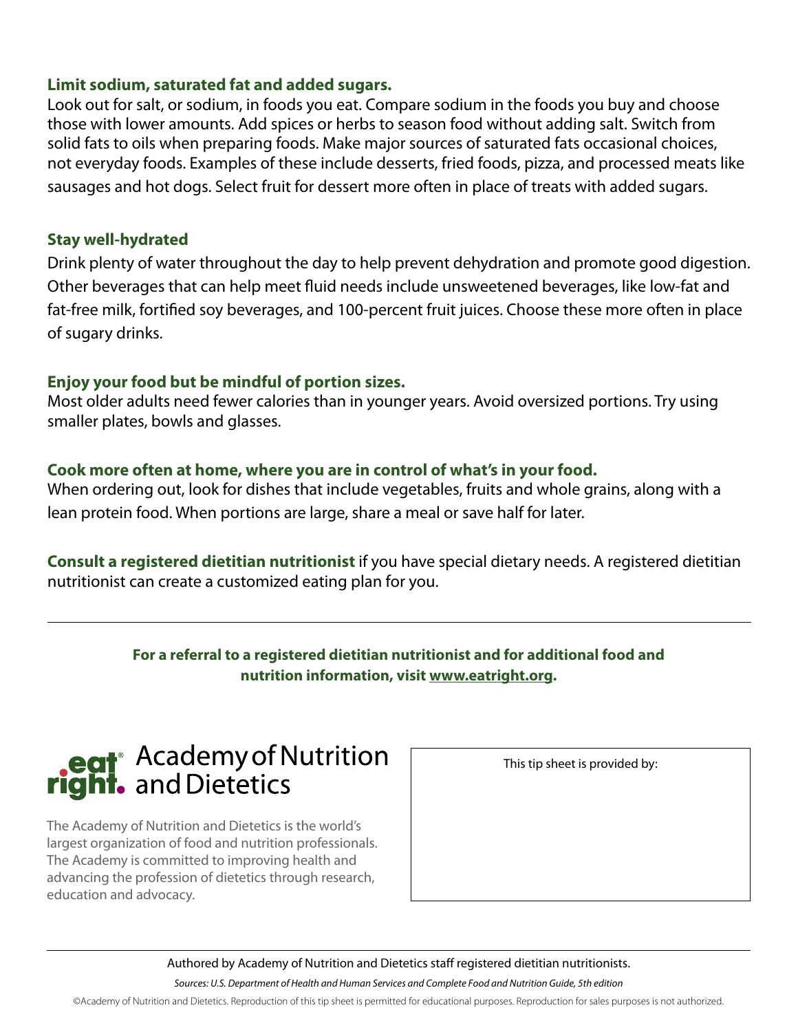**Limit sodium, saturated fat and added sugars.**

Look out for salt, or sodium, in foods you eat. Compare sodium in the foods you buy and choose those with lower amounts. Add spices or herbs to season food without adding salt. Switch from solid fats to oils when preparing foods. Make major sources of saturated fats occasional choices, not everyday foods. Examples of these include desserts, fried foods, pizza, and processed meats like sausages and hot dogs. Select fruit for dessert more often in place of treats with added sugars.

**Stay well-hydrated**

Drink plenty of water throughout the day to help prevent dehydration and promote good digestion. Other beverages that can help meet fluid needs include unsweetened beverages, like low-fat and fat-free milk, fortified soy beverages, and 100-percent fruit juices. Choose these more often in place of sugary drinks.

**Enjoy your food but be mindful of portion sizes.**

Most older adults need fewer calories than in younger years. Avoid oversized portions. Try using smaller plates, bowls and glasses.

**Cook more often at home, where you are in control of what's in your food.**

When ordering out, look for dishes that include vegetables, fruits and whole grains, along with a lean protein food. When portions are large, share a meal or save half for later.

**Consult a registered dietitian nutritionist** if you have special dietary needs. A registered dietitian nutritionist can create a customized eating plan for you.

---

**For a referral to a registered dietitian nutritionist and for additional food and nutrition information, visit www.eatright.org.**

eat right. Academy of Nutrition and Dietetics

The Academy of Nutrition and Dietetics is the world's largest organization of food and nutrition professionals. The Academy is committed to improving health and advancing the profession of dietetics through research, education and advocacy.

This tip sheet is provided by:

---

Authored by Academy of Nutrition and Dietetics staff registered dietitian nutritionists.

*Sources: U.S. Department of Health and Human Services and Complete Food and Nutrition Guide, 5th edition*

©Academy of Nutrition and Dietetics. Reproduction of this tip sheet is permitted for educational purposes. Reproduction for sales purposes is not authorized.